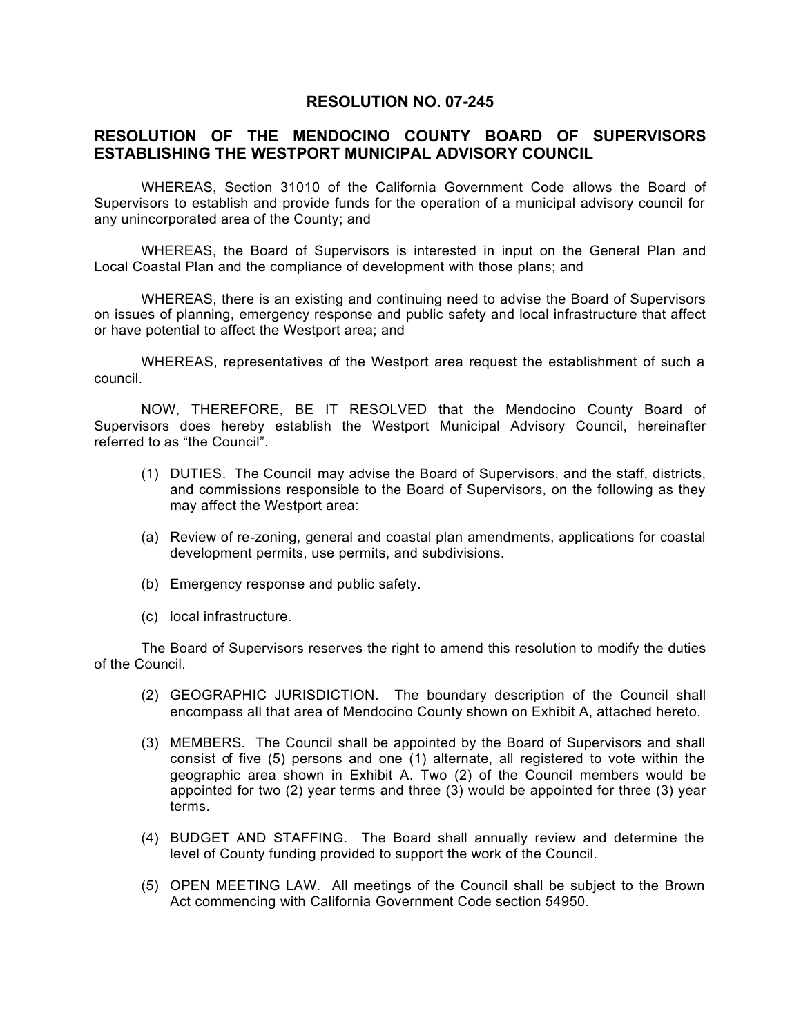# RESOLUTION NO. 07-245

## RESOLUTION OF THE MENDOCINO COUNTY BOARD OF SUPERVISORS ESTABLISHING THE WESTPORT MUNICIPAL ADVISORY COUNCIL

WHEREAS, Section 31010 of the California Government Code allows the Board of Supervisors to establish and provide funds for the operation of a municipal advisory council for any unincorporated area of the County; and

WHEREAS, the Board of Supervisors is interested in input on the General Plan and Local Coastal Plan and the compliance of development with those plans; and

WHEREAS, there is an existing and continuing need to advise the Board of Supervisors on issues of planning, emergency response and public safety and local infrastructure that affect or have potential to affect the Westport area; and

WHEREAS, representatives of the Westport area request the establishment of such a council.

NOW, THEREFORE, BE IT RESOLVED that the Mendocino County Board of Supervisors does hereby establish the Westport Municipal Advisory Council, hereinafter referred to as "the Council".

(1) DUTIES. The Council may advise the Board of Supervisors, and the staff, districts, and commissions responsible to the Board of Supervisors, on the following as they may affect the Westport area:

(a) Review of re-zoning, general and coastal plan amendments, applications for coastal development permits, use permits, and subdivisions.

(b) Emergency response and public safety.

(c) local infrastructure.

The Board of Supervisors reserves the right to amend this resolution to modify the duties of the Council.

(2) GEOGRAPHIC JURISDICTION. The boundary description of the Council shall encompass all that area of Mendocino County shown on Exhibit A, attached hereto.

(3) MEMBERS. The Council shall be appointed by the Board of Supervisors and shall consist of five (5) persons and one (1) alternate, all registered to vote within the geographic area shown in Exhibit A. Two (2) of the Council members would be appointed for two (2) year terms and three (3) would be appointed for three (3) year terms.

(4) BUDGET AND STAFFING. The Board shall annually review and determine the level of County funding provided to support the work of the Council.

(5) OPEN MEETING LAW. All meetings of the Council shall be subject to the Brown Act commencing with California Government Code section 54950.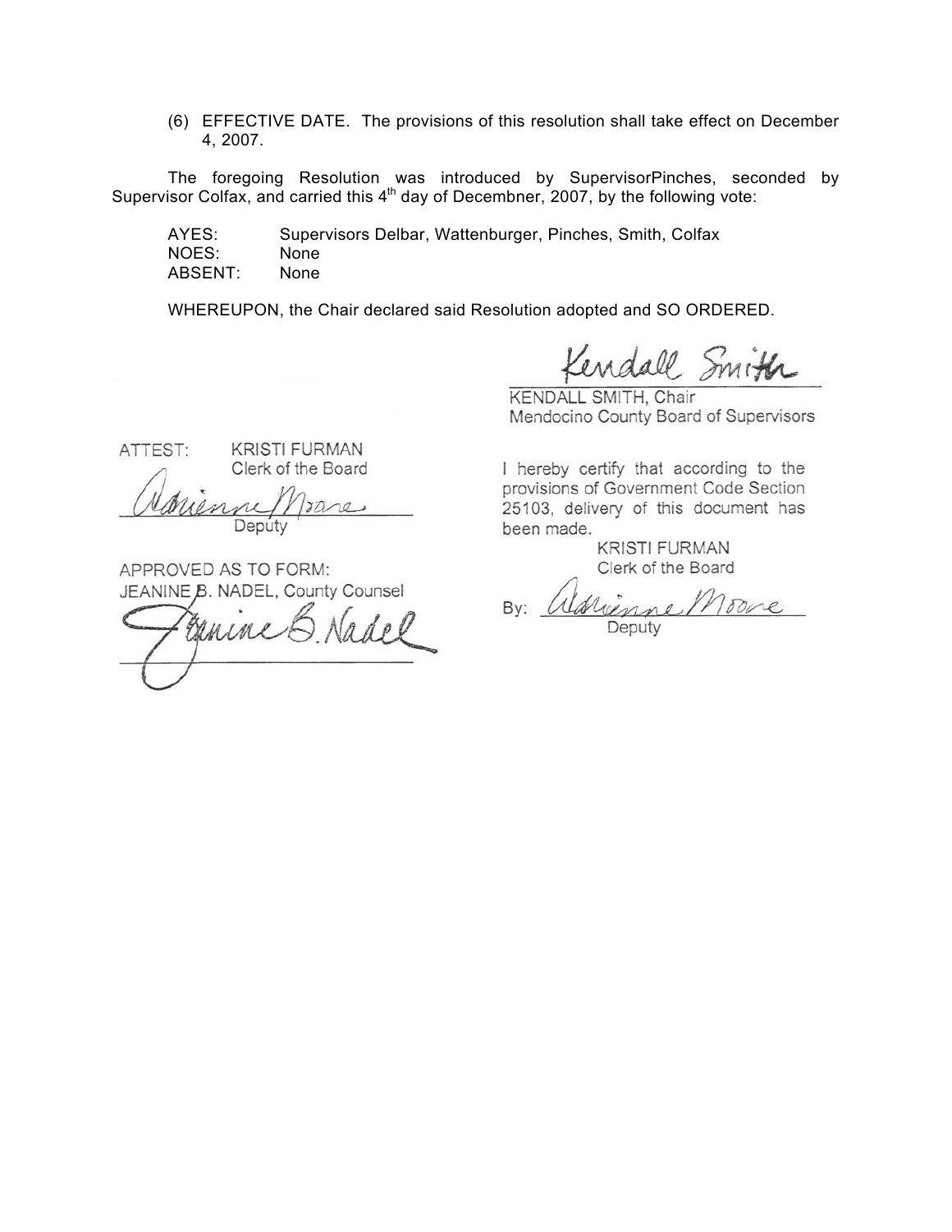(6) EFFECTIVE DATE. The provisions of this resolution shall take effect on December 4, 2007.

The foregoing Resolution was introduced by SupervisorPinches, seconded by Supervisor Colfax, and carried this 4th day of Decembner, 2007, by the following vote:

AYES: Supervisors Delbar, Wattenburger, Pinches, Smith, Colfax
NOES: None
ABSENT: None

WHEREUPON, the Chair declared said Resolution adopted and SO ORDERED.

Kendall Smith

KENDALL SMITH, Chair
Mendocino County Board of Supervisors

ATTEST: KRISTI FURMAN
Clerk of the Board

Adrienne Moore
Deputy

APPROVED AS TO FORM:
JEANINE B. NADEL, County Counsel

Jeanine B. Nadel

I hereby certify that according to the provisions of Government Code Section 25103, delivery of this document has been made.

KRISTI FURMAN
Clerk of the Board

By: Adrienne Moore
Deputy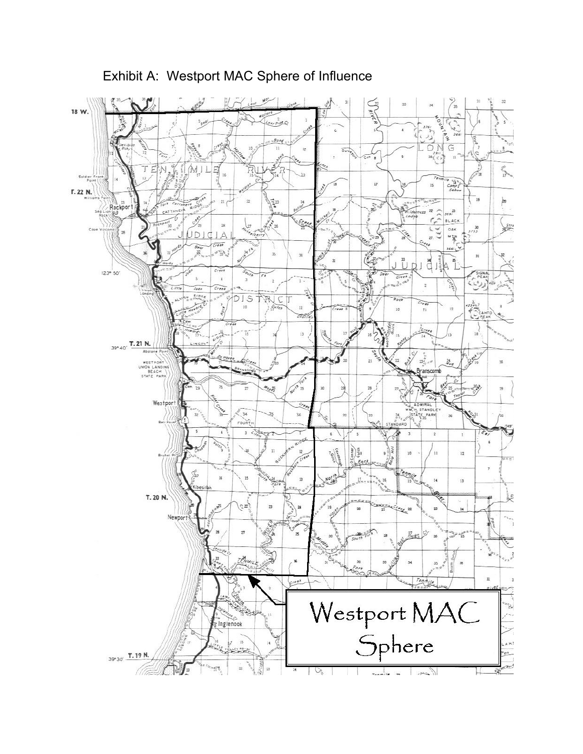Exhibit A: Westport MAC Sphere of Influence

Westport MAC Sphere